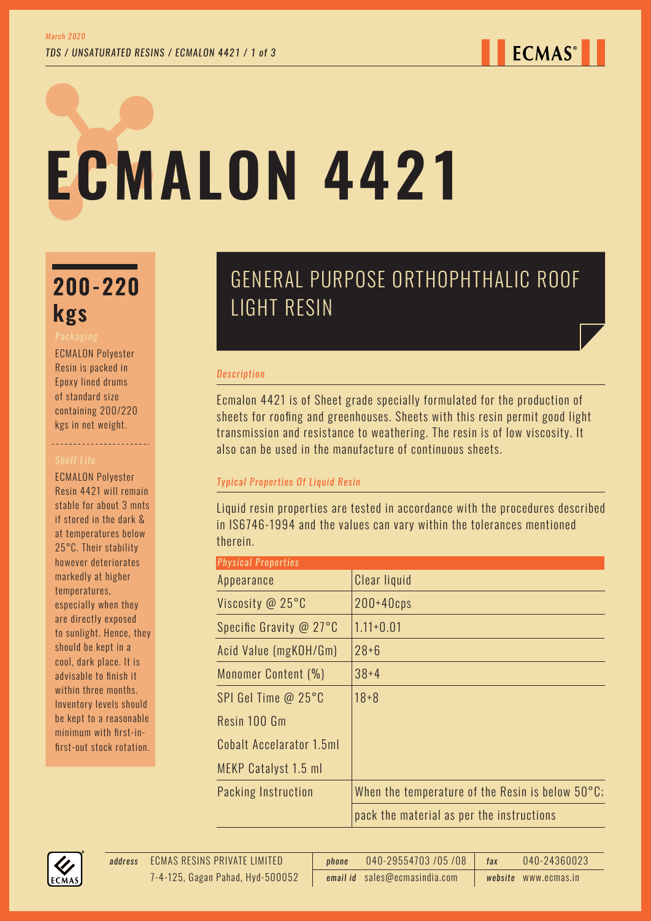# ECMALON 4421

## GENERAL PURPOSE ORTHOPHTHALIC ROOF LIGHT RESIN

**200-220 kgs**

*Packaging*

ECMALON Polyester Resin is packed in Epoxy lined drums of standard size containing 200/220 kgs in net weight.

*Shelf Life*

ECMALON Polyester Resin 4421 will remain stable for about 3 mnts if stored in the dark & at temperatures below 25°C. Their stability however deteriorates markedly at higher temperatures, especially when they are directly exposed to sunlight. Hence, they should be kept in a cool, dark place. It is advisable to finish it within three months. Inventory levels should be kept to a reasonable minimum with first-in-first-out stock rotation.

### *Description*

Ecmalon 4421 is of Sheet grade specially formulated for the production of sheets for roofing and greenhouses. Sheets with this resin permit good light transmission and resistance to weathering. The resin is of low viscosity. It also can be used in the manufacture of continuous sheets.

### *Typical Properties Of Liquid Resin*

Liquid resin properties are tested in accordance with the procedures described in IS6746-1994 and the values can vary within the tolerances mentioned therein.

| *Physical Properties* | |
|---|---|
| Appearance | Clear liquid |
| Viscosity @ 25°C | 200+40cps |
| Specific Gravity @ 27°C | 1.11+0.01 |
| Acid Value (mgKOH/Gm) | 28+6 |
| Monomer Content (%) | 38+4 |
| SPI Gel Time @ 25°C | 18+8 |
| Resin 100 Gm | |
| Cobalt Accelarator 1.5ml | |
| MEKP Catalyst 1.5 ml | |
| Packing Instruction | When the temperature of the Resin is below 50°C; pack the material as per the instructions |

*address* ECMAS RESINS PRIVATE LIMITED, 7-4-125, Gagan Pahad, Hyd-500052 | *phone* 040-29554703 /05 /08 | *email id* sales@ecmasindia.com | *fax* 040-24360023 | *website* www.ecmas.in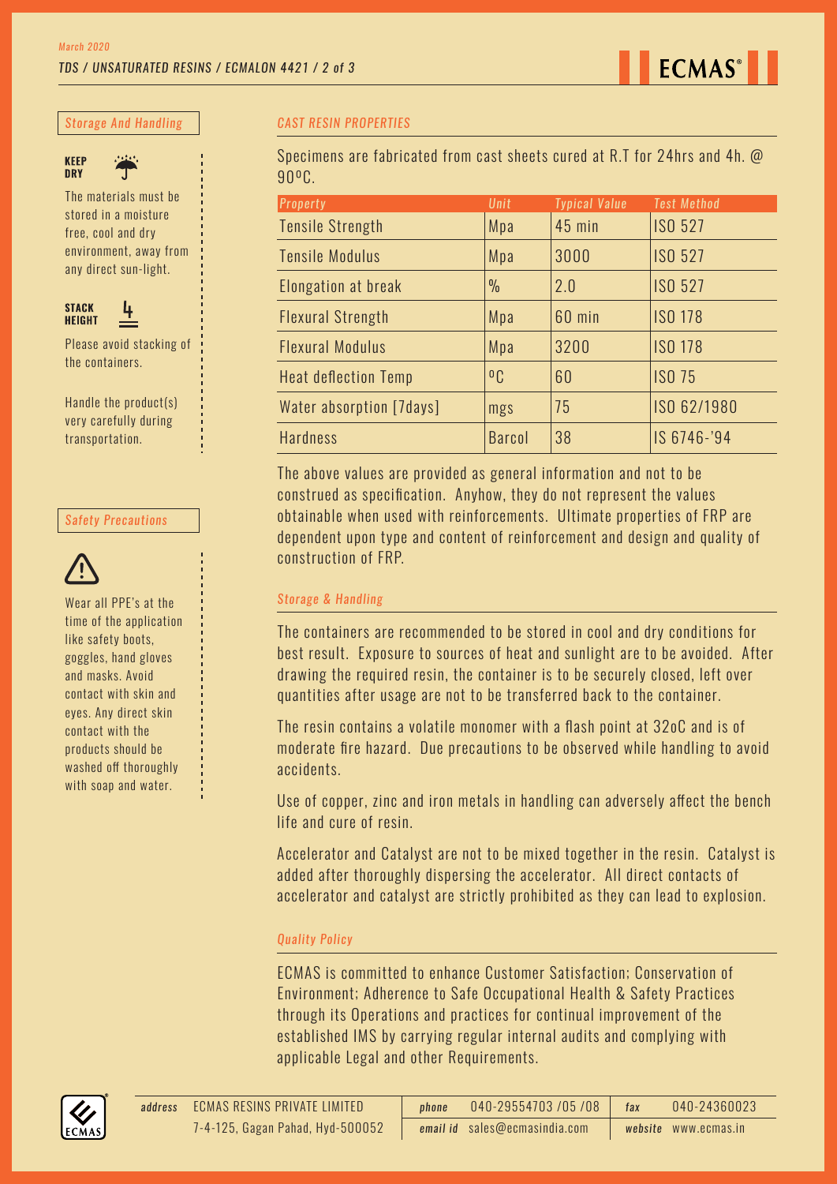## Storage And Handling

**KEEP DRY**

The materials must be stored in a moisture free, cool and dry environment, away from any direct sun-light.

**STACK HEIGHT** 4

Please avoid stacking of the containers.

Handle the product(s) very carefully during transportation.

## Safety Precautions

Wear all PPE's at the time of the application like safety boots, goggles, hand gloves and masks. Avoid contact with skin and eyes. Any direct skin contact with the products should be washed off thoroughly with soap and water.

## CAST RESIN PROPERTIES

Specimens are fabricated from cast sheets cured at R.T for 24hrs and 4h. @ 90ºC.

| Property | Unit | Typical Value | Test Method |
|---|---|---|---|
| Tensile Strength | Mpa | 45 min | ISO 527 |
| Tensile Modulus | Mpa | 3000 | ISO 527 |
| Elongation at break | % | 2.0 | ISO 527 |
| Flexural Strength | Mpa | 60 min | ISO 178 |
| Flexural Modulus | Mpa | 3200 | ISO 178 |
| Heat deflection Temp | ºC | 60 | ISO 75 |
| Water absorption [7days] | mgs | 75 | ISO 62/1980 |
| Hardness | Barcol | 38 | IS 6746-'94 |

The above values are provided as general information and not to be construed as specification. Anyhow, they do not represent the values obtainable when used with reinforcements. Ultimate properties of FRP are dependent upon type and content of reinforcement and design and quality of construction of FRP.

## Storage & Handling

The containers are recommended to be stored in cool and dry conditions for best result. Exposure to sources of heat and sunlight are to be avoided. After drawing the required resin, the container is to be securely closed, left over quantities after usage are not to be transferred back to the container.

The resin contains a volatile monomer with a flash point at 32oC and is of moderate fire hazard. Due precautions to be observed while handling to avoid accidents.

Use of copper, zinc and iron metals in handling can adversely affect the bench life and cure of resin.

Accelerator and Catalyst are not to be mixed together in the resin. Catalyst is added after thoroughly dispersing the accelerator. All direct contacts of accelerator and catalyst are strictly prohibited as they can lead to explosion.

## Quality Policy

ECMAS is committed to enhance Customer Satisfaction; Conservation of Environment; Adherence to Safe Occupational Health & Safety Practices through its Operations and practices for continual improvement of the established IMS by carrying regular internal audits and complying with applicable Legal and other Requirements.

*address* ECMAS RESINS PRIVATE LIMITED, 7-4-125, Gagan Pahad, Hyd-500052
*phone* 040-29554703 /05 /08 | *fax* 040-24360023
*email id* sales@ecmasindia.com | *website* www.ecmas.in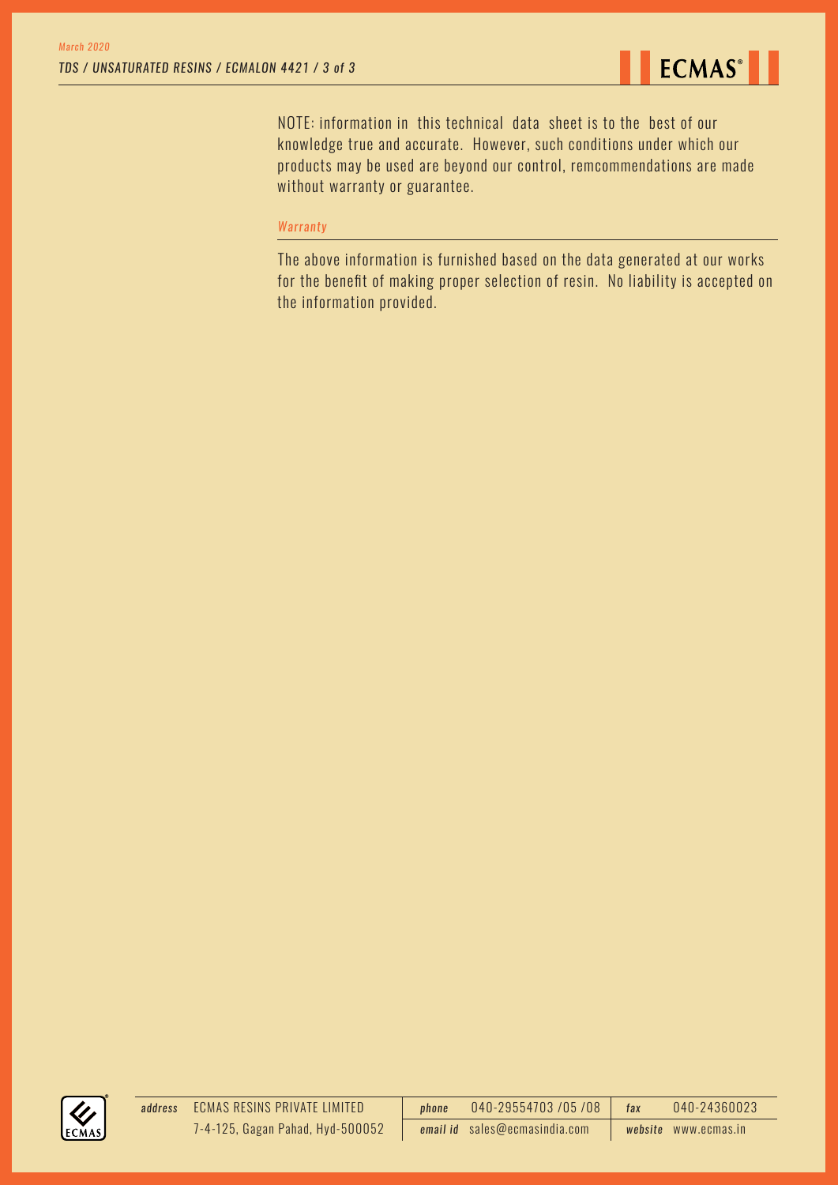NOTE: information in this technical data sheet is to the best of our knowledge true and accurate. However, such conditions under which our products may be used are beyond our control, remcommendations are made without warranty or guarantee.

### *Warranty*

The above information is furnished based on the data generated at our works for the benefit of making proper selection of resin. No liability is accepted on the information provided.

*address* ECMAS RESINS PRIVATE LIMITED
7-4-125, Gagan Pahad, Hyd-500052

*phone* 040-29554703 /05 /08
*email id* sales@ecmasindia.com

*fax* 040-24360023
*website* www.ecmas.in